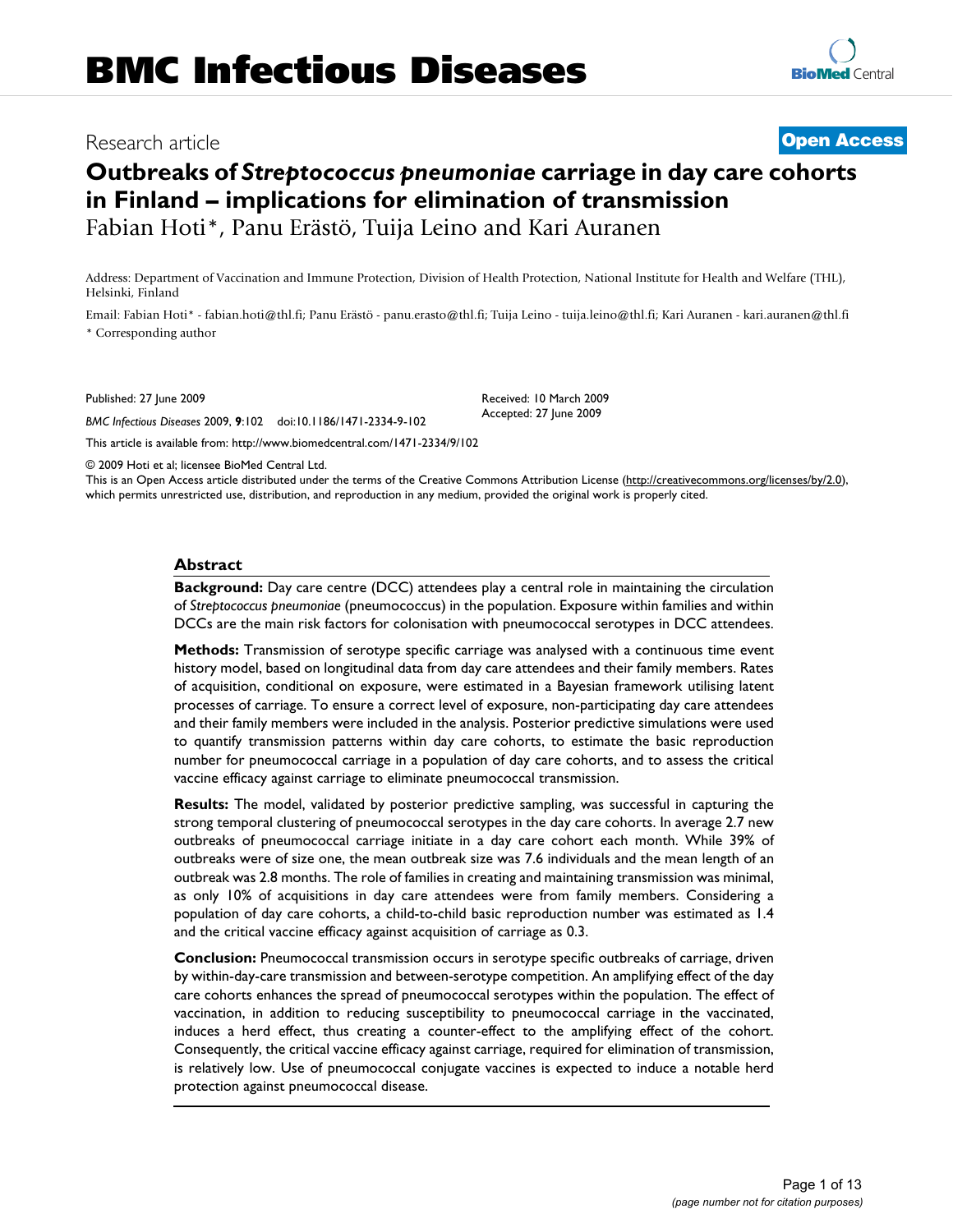Research article

**Open Access**

# Outbreaks of *Streptococcus pneumoniae* carriage in day care cohorts in Finland – implications for elimination of transmission

Fabian Hoti*, Panu Erästö, Tuija Leino and Kari Auranen

Address: Department of Vaccination and Immune Protection, Division of Health Protection, National Institute for Health and Welfare (THL), Helsinki, Finland

Email: Fabian Hoti* - fabian.hoti@thl.fi; Panu Erästö - panu.erasto@thl.fi; Tuija Leino - tuija.leino@thl.fi; Kari Auranen - kari.auranen@thl.fi

* Corresponding author

Published: 27 June 2009

*BMC Infectious Diseases* 2009, **9**:102 doi:10.1186/1471-2334-9-102

Received: 10 March 2009
Accepted: 27 June 2009

This article is available from: http://www.biomedcentral.com/1471-2334/9/102

© 2009 Hoti et al; licensee BioMed Central Ltd.

This is an Open Access article distributed under the terms of the Creative Commons Attribution License (http://creativecommons.org/licenses/by/2.0), which permits unrestricted use, distribution, and reproduction in any medium, provided the original work is properly cited.

## Abstract

**Background:** Day care centre (DCC) attendees play a central role in maintaining the circulation of *Streptococcus pneumoniae* (pneumococcus) in the population. Exposure within families and within DCCs are the main risk factors for colonisation with pneumococcal serotypes in DCC attendees.

**Methods:** Transmission of serotype specific carriage was analysed with a continuous time event history model, based on longitudinal data from day care attendees and their family members. Rates of acquisition, conditional on exposure, were estimated in a Bayesian framework utilising latent processes of carriage. To ensure a correct level of exposure, non-participating day care attendees and their family members were included in the analysis. Posterior predictive simulations were used to quantify transmission patterns within day care cohorts, to estimate the basic reproduction number for pneumococcal carriage in a population of day care cohorts, and to assess the critical vaccine efficacy against carriage to eliminate pneumococcal transmission.

**Results:** The model, validated by posterior predictive sampling, was successful in capturing the strong temporal clustering of pneumococcal serotypes in the day care cohorts. In average 2.7 new outbreaks of pneumococcal carriage initiate in a day care cohort each month. While 39% of outbreaks were of size one, the mean outbreak size was 7.6 individuals and the mean length of an outbreak was 2.8 months. The role of families in creating and maintaining transmission was minimal, as only 10% of acquisitions in day care attendees were from family members. Considering a population of day care cohorts, a child-to-child basic reproduction number was estimated as 1.4 and the critical vaccine efficacy against acquisition of carriage as 0.3.

**Conclusion:** Pneumococcal transmission occurs in serotype specific outbreaks of carriage, driven by within-day-care transmission and between-serotype competition. An amplifying effect of the day care cohorts enhances the spread of pneumococcal serotypes within the population. The effect of vaccination, in addition to reducing susceptibility to pneumococcal carriage in the vaccinated, induces a herd effect, thus creating a counter-effect to the amplifying effect of the cohort. Consequently, the critical vaccine efficacy against carriage, required for elimination of transmission, is relatively low. Use of pneumococcal conjugate vaccines is expected to induce a notable herd protection against pneumococcal disease.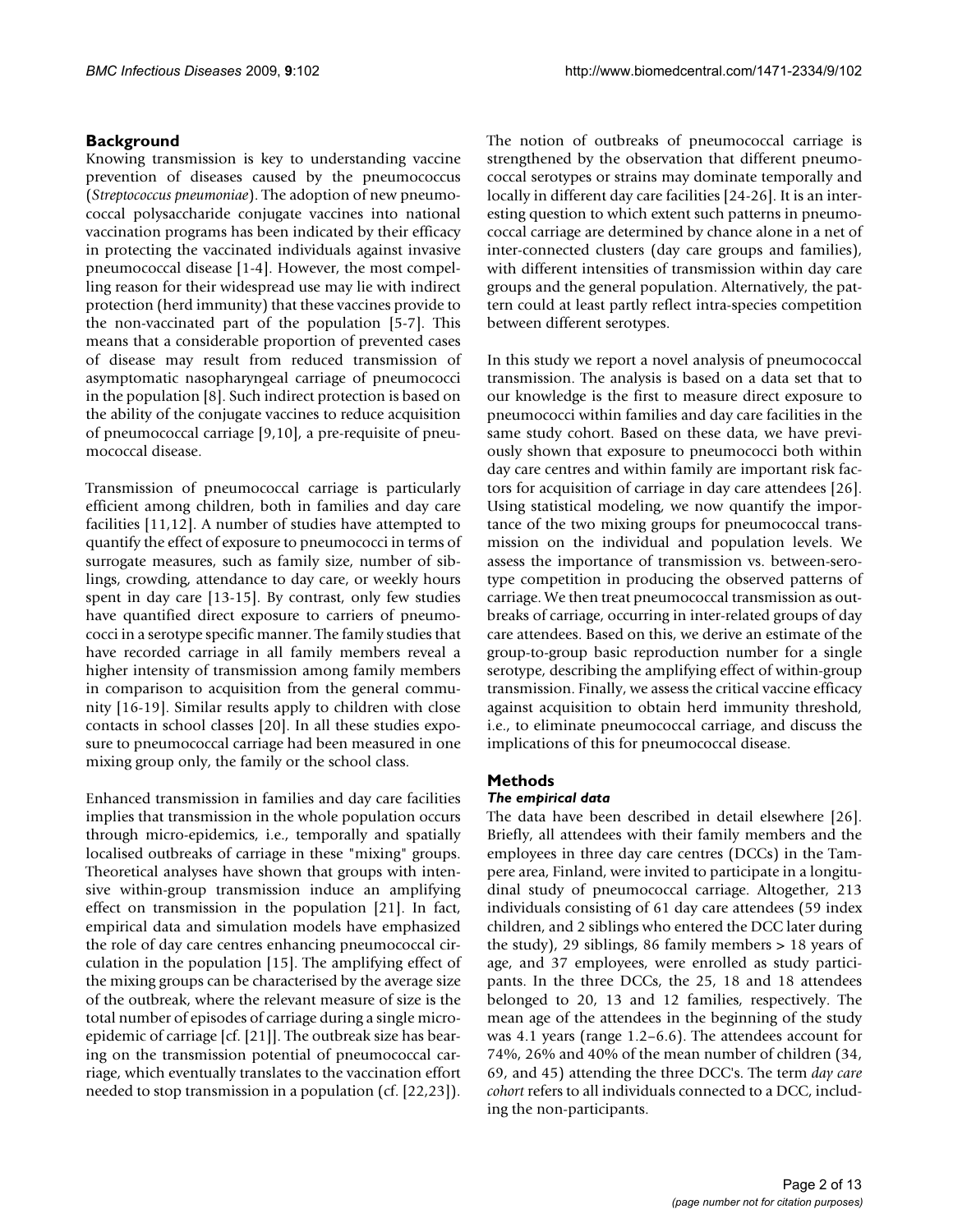## Background

Knowing transmission is key to understanding vaccine prevention of diseases caused by the pneumococcus (*Streptococcus pneumoniae*). The adoption of new pneumococcal polysaccharide conjugate vaccines into national vaccination programs has been indicated by their efficacy in protecting the vaccinated individuals against invasive pneumococcal disease [1-4]. However, the most compelling reason for their widespread use may lie with indirect protection (herd immunity) that these vaccines provide to the non-vaccinated part of the population [5-7]. This means that a considerable proportion of prevented cases of disease may result from reduced transmission of asymptomatic nasopharyngeal carriage of pneumococci in the population [8]. Such indirect protection is based on the ability of the conjugate vaccines to reduce acquisition of pneumococcal carriage [9,10], a pre-requisite of pneumococcal disease.

Transmission of pneumococcal carriage is particularly efficient among children, both in families and day care facilities [11,12]. A number of studies have attempted to quantify the effect of exposure to pneumococci in terms of surrogate measures, such as family size, number of siblings, crowding, attendance to day care, or weekly hours spent in day care [13-15]. By contrast, only few studies have quantified direct exposure to carriers of pneumococci in a serotype specific manner. The family studies that have recorded carriage in all family members reveal a higher intensity of transmission among family members in comparison to acquisition from the general community [16-19]. Similar results apply to children with close contacts in school classes [20]. In all these studies exposure to pneumococcal carriage had been measured in one mixing group only, the family or the school class.

Enhanced transmission in families and day care facilities implies that transmission in the whole population occurs through micro-epidemics, i.e., temporally and spatially localised outbreaks of carriage in these "mixing" groups. Theoretical analyses have shown that groups with intensive within-group transmission induce an amplifying effect on transmission in the population [21]. In fact, empirical data and simulation models have emphasized the role of day care centres enhancing pneumococcal circulation in the population [15]. The amplifying effect of the mixing groups can be characterised by the average size of the outbreak, where the relevant measure of size is the total number of episodes of carriage during a single micro-epidemic of carriage [cf. [21]]. The outbreak size has bearing on the transmission potential of pneumococcal carriage, which eventually translates to the vaccination effort needed to stop transmission in a population (cf. [22,23]).

The notion of outbreaks of pneumococcal carriage is strengthened by the observation that different pneumococcal serotypes or strains may dominate temporally and locally in different day care facilities [24-26]. It is an interesting question to which extent such patterns in pneumococcal carriage are determined by chance alone in a net of inter-connected clusters (day care groups and families), with different intensities of transmission within day care groups and the general population. Alternatively, the pattern could at least partly reflect intra-species competition between different serotypes.

In this study we report a novel analysis of pneumococcal transmission. The analysis is based on a data set that to our knowledge is the first to measure direct exposure to pneumococci within families and day care facilities in the same study cohort. Based on these data, we have previously shown that exposure to pneumococci both within day care centres and within family are important risk factors for acquisition of carriage in day care attendees [26]. Using statistical modeling, we now quantify the importance of the two mixing groups for pneumococcal transmission on the individual and population levels. We assess the importance of transmission vs. between-serotype competition in producing the observed patterns of carriage. We then treat pneumococcal transmission as outbreaks of carriage, occurring in inter-related groups of day care attendees. Based on this, we derive an estimate of the group-to-group basic reproduction number for a single serotype, describing the amplifying effect of within-group transmission. Finally, we assess the critical vaccine efficacy against acquisition to obtain herd immunity threshold, i.e., to eliminate pneumococcal carriage, and discuss the implications of this for pneumococcal disease.

## Methods

### *The empirical data*

The data have been described in detail elsewhere [26]. Briefly, all attendees with their family members and the employees in three day care centres (DCCs) in the Tampere area, Finland, were invited to participate in a longitudinal study of pneumococcal carriage. Altogether, 213 individuals consisting of 61 day care attendees (59 index children, and 2 siblings who entered the DCC later during the study), 29 siblings, 86 family members > 18 years of age, and 37 employees, were enrolled as study participants. In the three DCCs, the 25, 18 and 18 attendees belonged to 20, 13 and 12 families, respectively. The mean age of the attendees in the beginning of the study was 4.1 years (range 1.2–6.6). The attendees account for 74%, 26% and 40% of the mean number of children (34, 69, and 45) attending the three DCC's. The term *day care cohort* refers to all individuals connected to a DCC, including the non-participants.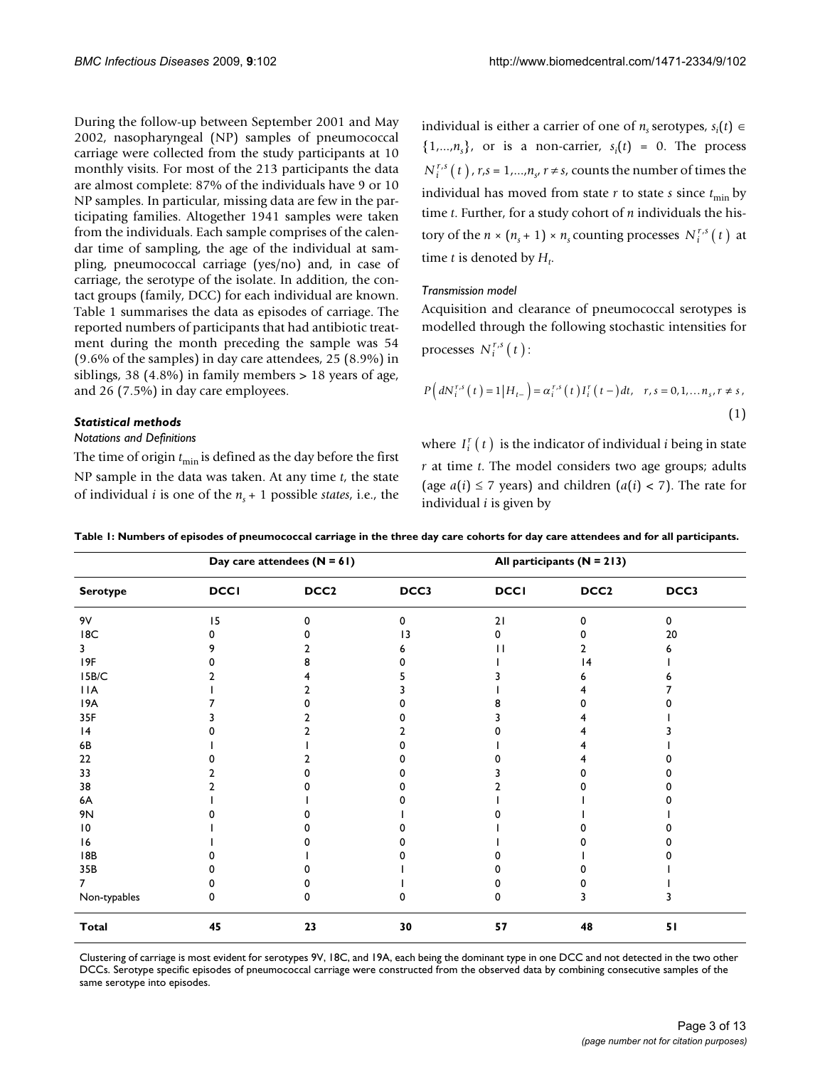During the follow-up between September 2001 and May 2002, nasopharyngeal (NP) samples of pneumococcal carriage were collected from the study participants at 10 monthly visits. For most of the 213 participants the data are almost complete: 87% of the individuals have 9 or 10 NP samples. In particular, missing data are few in the participating families. Altogether 1941 samples were taken from the individuals. Each sample comprises of the calendar time of sampling, the age of the individual at sampling, pneumococcal carriage (yes/no) and, in case of carriage, the serotype of the isolate. In addition, the contact groups (family, DCC) for each individual are known. Table 1 summarises the data as episodes of carriage. The reported numbers of participants that had antibiotic treatment during the month preceding the sample was 54 (9.6% of the samples) in day care attendees, 25 (8.9%) in siblings, 38 (4.8%) in family members > 18 years of age, and 26 (7.5%) in day care employees.

### Statistical methods

#### Notations and Definitions

The time of origin $t_{\min}$ is defined as the day before the first NP sample in the data was taken. At any time $t$, the state of individual $i$ is one of the $n_s + 1$ possible *states*, i.e., the individual is either a carrier of one of $n_s$ serotypes, $s_i(t) \in \{1,...,n_s\}$, or is a non-carrier, $s_i(t) = 0$. The process $N_i^{r,s}(t)$, $r,s = 1,...,n_s$, $r \neq s$, counts the number of times the individual has moved from state $r$ to state $s$ since $t_{\min}$ by time $t$. Further, for a study cohort of $n$ individuals the history of the $n \times (n_s + 1) \times n_s$ counting processes $N_i^{r,s}(t)$ at time $t$ is denoted by $H_t$.

#### Transmission model

Acquisition and clearance of pneumococcal serotypes is modelled through the following stochastic intensities for processes $N_i^{r,s}(t)$:

$$P\left(dN_i^{r,s}(t) = 1 \middle| H_{t-}\right) = \alpha_i^{r,s}(t) I_i^r(t-)dt, \quad r,s = 0,1,\ldots n_s, r \neq s, \tag{1}$$

where $I_i^r(t)$ is the indicator of individual $i$ being in state $r$ at time $t$. The model considers two age groups; adults (age $a(i) \leq 7$ years) and children ($a(i) < 7$). The rate for individual $i$ is given by

**Table 1: Numbers of episodes of pneumococcal carriage in the three day care cohorts for day care attendees and for all participants.**

| | Day care attendees (N = 61) | | | All participants (N = 213) | | |
|---|---|---|---|---|---|---|
| **Serotype** | **DCC1** | **DCC2** | **DCC3** | **DCC1** | **DCC2** | **DCC3** |
| 9V | 15 | 0 | 0 | 21 | 0 | 0 |
| 18C | 0 | 0 | 13 | 0 | 0 | 20 |
| 3 | 9 | 2 | 6 | 11 | 2 | 6 |
| 19F | 0 | 8 | 0 | 1 | 14 | 1 |
| 15B/C | 2 | 4 | 5 | 3 | 6 | 6 |
| 11A | 1 | 2 | 3 | 1 | 4 | 7 |
| 19A | 7 | 0 | 0 | 8 | 0 | 0 |
| 35F | 3 | 2 | 0 | 3 | 4 | 1 |
| 14 | 0 | 2 | 2 | 0 | 4 | 3 |
| 6B | 1 | 1 | 0 | 1 | 4 | 1 |
| 22 | 0 | 2 | 0 | 0 | 4 | 0 |
| 33 | 2 | 0 | 0 | 3 | 0 | 0 |
| 38 | 2 | 0 | 0 | 2 | 0 | 0 |
| 6A | 1 | 1 | 0 | 1 | 1 | 0 |
| 9N | 0 | 0 | 1 | 0 | 1 | 1 |
| 10 | 1 | 0 | 0 | 1 | 0 | 0 |
| 16 | 1 | 0 | 0 | 1 | 0 | 0 |
| 18B | 0 | 1 | 0 | 0 | 1 | 0 |
| 35B | 0 | 0 | 1 | 0 | 0 | 1 |
| 7 | 0 | 0 | 1 | 0 | 0 | 1 |
| Non-typables | 0 | 0 | 0 | 0 | 3 | 3 |
| **Total** | **45** | **23** | **30** | **57** | **48** | **51** |

Clustering of carriage is most evident for serotypes 9V, 18C, and 19A, each being the dominant type in one DCC and not detected in the two other DCCs. Serotype specific episodes of pneumococcal carriage were constructed from the observed data by combining consecutive samples of the same serotype into episodes.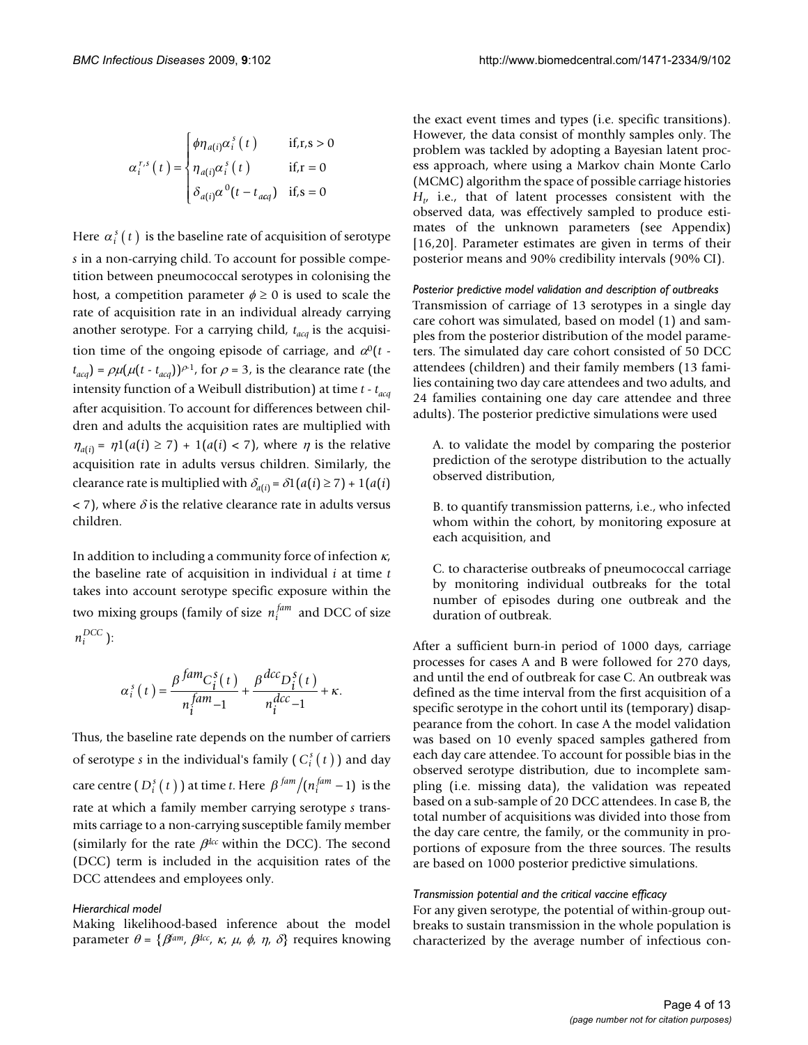$$\alpha_i^{r,s}(t) = \begin{cases} \phi \eta_{a(i)} \alpha_i^s(t) & \text{if,r,s} > 0 \\ \eta_{a(i)} \alpha_i^s(t) & \text{if,r} = 0 \\ \delta_{a(i)} \alpha^0(t - t_{acq}) & \text{if,s} = 0 \end{cases}$$

Here $\alpha_i^s(t)$ is the baseline rate of acquisition of serotype $s$ in a non-carrying child. To account for possible competition between pneumococcal serotypes in colonising the host, a competition parameter $\phi \geq 0$ is used to scale the rate of acquisition rate in an individual already carrying another serotype. For a carrying child, $t_{acq}$ is the acquisition time of the ongoing episode of carriage, and $\alpha^0(t - t_{acq}) = \rho\mu(\mu(t - t_{acq}))^{\rho-1}$, for $\rho = 3$, is the clearance rate (the intensity function of a Weibull distribution) at time $t - t_{acq}$ after acquisition. To account for differences between children and adults the acquisition rates are multiplied with $\eta_{a(i)} = \eta 1(a(i) \geq 7) + 1(a(i) < 7)$, where $\eta$ is the relative acquisition rate in adults versus children. Similarly, the clearance rate is multiplied with $\delta_{a(i)} = \delta 1(a(i) \geq 7) + 1(a(i) < 7)$, where $\delta$ is the relative clearance rate in adults versus children.

In addition to including a community force of infection $\kappa$, the baseline rate of acquisition in individual $i$ at time $t$ takes into account serotype specific exposure within the two mixing groups (family of size $n_i^{fam}$ and DCC of size $n_i^{DCC}$):

$$\alpha_i^s(t) = \frac{\beta^{fam} C_i^s(t)}{n_i^{fam} - 1} + \frac{\beta^{dcc} D_i^s(t)}{n_i^{dcc} - 1} + \kappa.$$

Thus, the baseline rate depends on the number of carriers of serotype $s$ in the individual's family ($C_i^s(t)$) and day care centre ($D_i^s(t)$) at time $t$. Here $\beta^{fam}/(n_i^{fam} - 1)$ is the rate at which a family member carrying serotype $s$ transmits carriage to a non-carrying susceptible family member (similarly for the rate $\beta^{dcc}$ within the DCC). The second (DCC) term is included in the acquisition rates of the DCC attendees and employees only.

#### *Hierarchical model*

Making likelihood-based inference about the model parameter $\theta = \{\beta^{fam}, \beta^{dcc}, \kappa, \mu, \phi, \eta, \delta\}$ requires knowing the exact event times and types (i.e. specific transitions). However, the data consist of monthly samples only. The problem was tackled by adopting a Bayesian latent process approach, where using a Markov chain Monte Carlo (MCMC) algorithm the space of possible carriage histories $H_t$, i.e., that of latent processes consistent with the observed data, was effectively sampled to produce estimates of the unknown parameters (see Appendix) [16,20]. Parameter estimates are given in terms of their posterior means and 90% credibility intervals (90% CI).

#### *Posterior predictive model validation and description of outbreaks*

Transmission of carriage of 13 serotypes in a single day care cohort was simulated, based on model (1) and samples from the posterior distribution of the model parameters. The simulated day care cohort consisted of 50 DCC attendees (children) and their family members (13 families containing two day care attendees and two adults, and 24 families containing one day care attendee and three adults). The posterior predictive simulations were used

A. to validate the model by comparing the posterior prediction of the serotype distribution to the actually observed distribution,

B. to quantify transmission patterns, i.e., who infected whom within the cohort, by monitoring exposure at each acquisition, and

C. to characterise outbreaks of pneumococcal carriage by monitoring individual outbreaks for the total number of episodes during one outbreak and the duration of outbreak.

After a sufficient burn-in period of 1000 days, carriage processes for cases A and B were followed for 270 days, and until the end of outbreak for case C. An outbreak was defined as the time interval from the first acquisition of a specific serotype in the cohort until its (temporary) disappearance from the cohort. In case A the model validation was based on 10 evenly spaced samples gathered from each day care attendee. To account for possible bias in the observed serotype distribution, due to incomplete sampling (i.e. missing data), the validation was repeated based on a sub-sample of 20 DCC attendees. In case B, the total number of acquisitions was divided into those from the day care centre, the family, or the community in proportions of exposure from the three sources. The results are based on 1000 posterior predictive simulations.

#### *Transmission potential and the critical vaccine efficacy*

For any given serotype, the potential of within-group outbreaks to sustain transmission in the whole population is characterized by the average number of infectious con-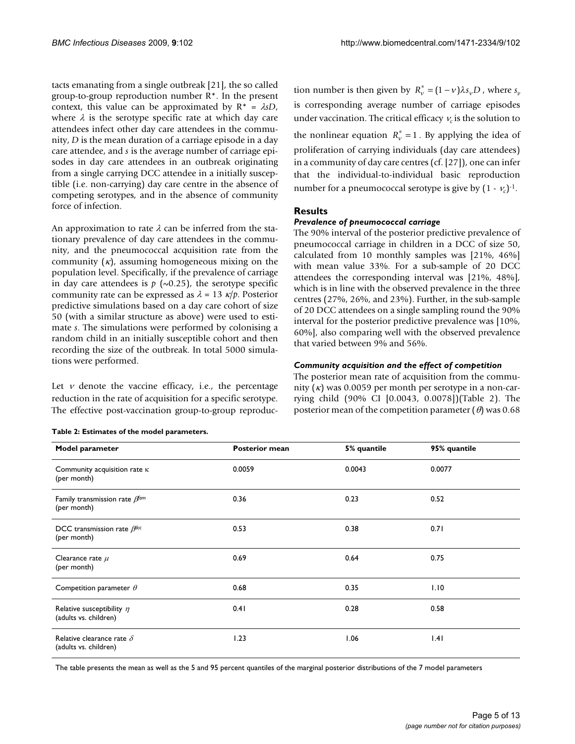tacts emanating from a single outbreak [21], the so called group-to-group reproduction number R*. In the present context, this value can be approximated by $R^* = \lambda sD$, where $\lambda$ is the serotype specific rate at which day care attendees infect other day care attendees in the community, $D$ is the mean duration of a carriage episode in a day care attendee, and $s$ is the average number of carriage episodes in day care attendees in an outbreak originating from a single carrying DCC attendee in a initially susceptible (i.e. non-carrying) day care centre in the absence of competing serotypes, and in the absence of community force of infection.

An approximation to rate $\lambda$ can be inferred from the stationary prevalence of day care attendees in the community, and the pneumococcal acquisition rate from the community ($\kappa$), assuming homogeneous mixing on the population level. Specifically, if the prevalence of carriage in day care attendees is $p$ (~0.25), the serotype specific community rate can be expressed as $\lambda = 13\ \kappa/p$. Posterior predictive simulations based on a day care cohort of size 50 (with a similar structure as above) were used to estimate $s$. The simulations were performed by colonising a random child in an initially susceptible cohort and then recording the size of the outbreak. In total 5000 simulations were performed.

Let $\nu$ denote the vaccine efficacy, i.e., the percentage reduction in the rate of acquisition for a specific serotype. The effective post-vaccination group-to-group reproduction number is then given by $R_\nu^* = (1-\nu)\lambda s_\nu D$, where $s_\nu$ is corresponding average number of carriage episodes under vaccination. The critical efficacy $\nu_c$ is the solution to the nonlinear equation $R_\nu^* = 1$. By applying the idea of proliferation of carrying individuals (day care attendees) in a community of day care centres (cf. [27]), one can infer that the individual-to-individual basic reproduction number for a pneumococcal serotype is give by $(1 - \nu_c)^{-1}$.

## Results

### *Prevalence of pneumococcal carriage*

The 90% interval of the posterior predictive prevalence of pneumococcal carriage in children in a DCC of size 50, calculated from 10 monthly samples was [21%, 46%] with mean value 33%. For a sub-sample of 20 DCC attendees the corresponding interval was [21%, 48%], which is in line with the observed prevalence in the three centres (27%, 26%, and 23%). Further, in the sub-sample of 20 DCC attendees on a single sampling round the 90% interval for the posterior predictive prevalence was [10%, 60%], also comparing well with the observed prevalence that varied between 9% and 56%.

### *Community acquisition and the effect of competition*

The posterior mean rate of acquisition from the community ($\kappa$) was 0.0059 per month per serotype in a non-carrying child (90% CI [0.0043, 0.0078])(Table 2). The posterior mean of the competition parameter ($\theta$) was 0.68

**Table 2: Estimates of the model parameters.**

| Model parameter | Posterior mean | 5% quantile | 95% quantile |
| --- | --- | --- | --- |
| Community acquisition rate $\kappa$ (per month) | 0.0059 | 0.0043 | 0.0077 |
| Family transmission rate $\beta^{fam}$ (per month) | 0.36 | 0.23 | 0.52 |
| DCC transmission rate $\beta^{dcc}$ (per month) | 0.53 | 0.38 | 0.71 |
| Clearance rate $\mu$ (per month) | 0.69 | 0.64 | 0.75 |
| Competition parameter $\theta$ | 0.68 | 0.35 | 1.10 |
| Relative susceptibility $\eta$ (adults vs. children) | 0.41 | 0.28 | 0.58 |
| Relative clearance rate $\delta$ (adults vs. children) | 1.23 | 1.06 | 1.41 |

The table presents the mean as well as the 5 and 95 percent quantiles of the marginal posterior distributions of the 7 model parameters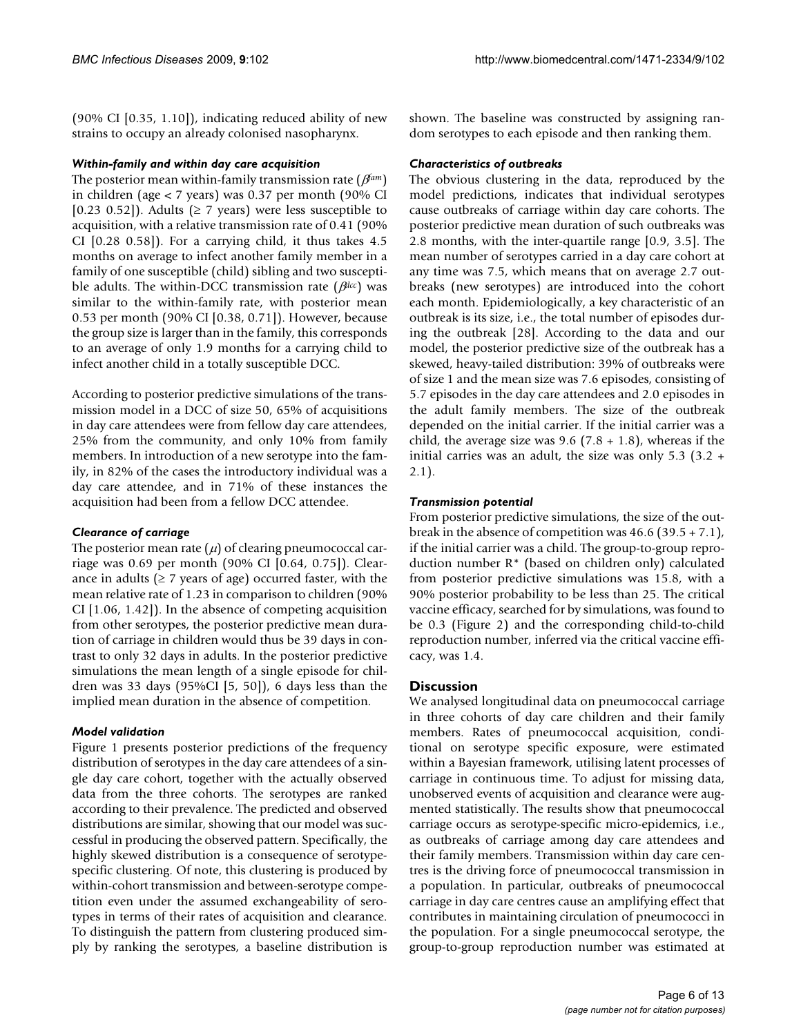(90% CI [0.35, 1.10]), indicating reduced ability of new strains to occupy an already colonised nasopharynx.

#### *Within-family and within day care acquisition*

The posterior mean within-family transmission rate ($\beta^{fam}$) in children (age < 7 years) was 0.37 per month (90% CI [0.23 0.52]). Adults (≥ 7 years) were less susceptible to acquisition, with a relative transmission rate of 0.41 (90% CI [0.28 0.58]). For a carrying child, it thus takes 4.5 months on average to infect another family member in a family of one susceptible (child) sibling and two susceptible adults. The within-DCC transmission rate ($\beta^{dcc}$) was similar to the within-family rate, with posterior mean 0.53 per month (90% CI [0.38, 0.71]). However, because the group size is larger than in the family, this corresponds to an average of only 1.9 months for a carrying child to infect another child in a totally susceptible DCC.

According to posterior predictive simulations of the transmission model in a DCC of size 50, 65% of acquisitions in day care attendees were from fellow day care attendees, 25% from the community, and only 10% from family members. In introduction of a new serotype into the family, in 82% of the cases the introductory individual was a day care attendee, and in 71% of these instances the acquisition had been from a fellow DCC attendee.

#### *Clearance of carriage*

The posterior mean rate ($\mu$) of clearing pneumococcal carriage was 0.69 per month (90% CI [0.64, 0.75]). Clearance in adults (≥ 7 years of age) occurred faster, with the mean relative rate of 1.23 in comparison to children (90% CI [1.06, 1.42]). In the absence of competing acquisition from other serotypes, the posterior predictive mean duration of carriage in children would thus be 39 days in contrast to only 32 days in adults. In the posterior predictive simulations the mean length of a single episode for children was 33 days (95%CI [5, 50]), 6 days less than the implied mean duration in the absence of competition.

#### *Model validation*

Figure 1 presents posterior predictions of the frequency distribution of serotypes in the day care attendees of a single day care cohort, together with the actually observed data from the three cohorts. The serotypes are ranked according to their prevalence. The predicted and observed distributions are similar, showing that our model was successful in producing the observed pattern. Specifically, the highly skewed distribution is a consequence of serotype-specific clustering. Of note, this clustering is produced by within-cohort transmission and between-serotype competition even under the assumed exchangeability of serotypes in terms of their rates of acquisition and clearance. To distinguish the pattern from clustering produced simply by ranking the serotypes, a baseline distribution is shown. The baseline was constructed by assigning random serotypes to each episode and then ranking them.

#### *Characteristics of outbreaks*

The obvious clustering in the data, reproduced by the model predictions, indicates that individual serotypes cause outbreaks of carriage within day care cohorts. The posterior predictive mean duration of such outbreaks was 2.8 months, with the inter-quartile range [0.9, 3.5]. The mean number of serotypes carried in a day care cohort at any time was 7.5, which means that on average 2.7 outbreaks (new serotypes) are introduced into the cohort each month. Epidemiologically, a key characteristic of an outbreak is its size, i.e., the total number of episodes during the outbreak [28]. According to the data and our model, the posterior predictive size of the outbreak has a skewed, heavy-tailed distribution: 39% of outbreaks were of size 1 and the mean size was 7.6 episodes, consisting of 5.7 episodes in the day care attendees and 2.0 episodes in the adult family members. The size of the outbreak depended on the initial carrier. If the initial carrier was a child, the average size was 9.6 (7.8 + 1.8), whereas if the initial carries was an adult, the size was only 5.3 (3.2 + 2.1).

#### *Transmission potential*

From posterior predictive simulations, the size of the outbreak in the absence of competition was 46.6 (39.5 + 7.1), if the initial carrier was a child. The group-to-group reproduction number $R^*$ (based on children only) calculated from posterior predictive simulations was 15.8, with a 90% posterior probability to be less than 25. The critical vaccine efficacy, searched for by simulations, was found to be 0.3 (Figure 2) and the corresponding child-to-child reproduction number, inferred via the critical vaccine efficacy, was 1.4.

## Discussion

We analysed longitudinal data on pneumococcal carriage in three cohorts of day care children and their family members. Rates of pneumococcal acquisition, conditional on serotype specific exposure, were estimated within a Bayesian framework, utilising latent processes of carriage in continuous time. To adjust for missing data, unobserved events of acquisition and clearance were augmented statistically. The results show that pneumococcal carriage occurs as serotype-specific micro-epidemics, i.e., as outbreaks of carriage among day care attendees and their family members. Transmission within day care centres is the driving force of pneumococcal transmission in a population. In particular, outbreaks of pneumococcal carriage in day care centres cause an amplifying effect that contributes in maintaining circulation of pneumococci in the population. For a single pneumococcal serotype, the group-to-group reproduction number was estimated at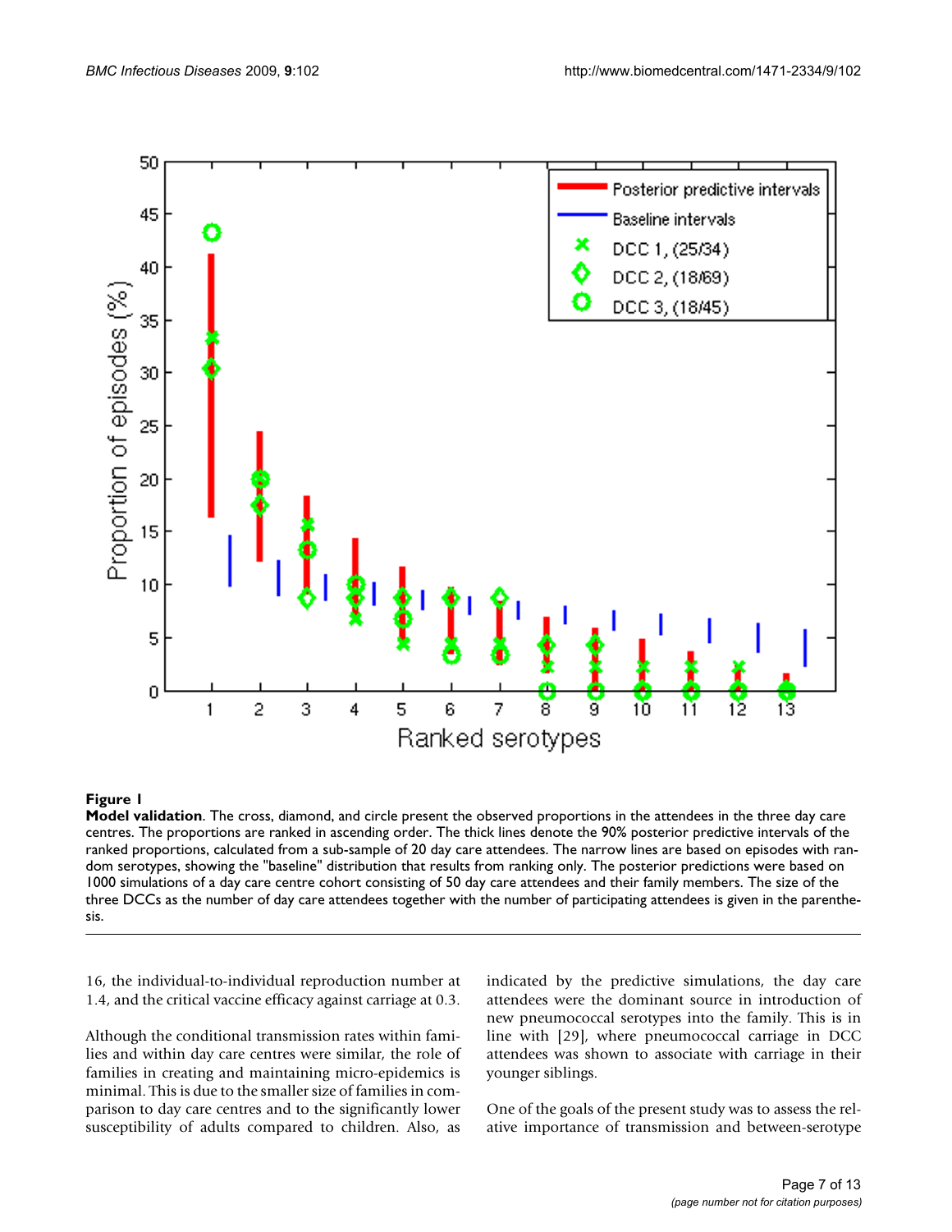**Figure 1**

**Model validation**. The cross, diamond, and circle present the observed proportions in the attendees in the three day care centres. The proportions are ranked in ascending order. The thick lines denote the 90% posterior predictive intervals of the ranked proportions, calculated from a sub-sample of 20 day care attendees. The narrow lines are based on episodes with random serotypes, showing the "baseline" distribution that results from ranking only. The posterior predictions were based on 1000 simulations of a day care centre cohort consisting of 50 day care attendees and their family members. The size of the three DCCs as the number of day care attendees together with the number of participating attendees is given in the parenthesis.

16, the individual-to-individual reproduction number at 1.4, and the critical vaccine efficacy against carriage at 0.3.

Although the conditional transmission rates within families and within day care centres were similar, the role of families in creating and maintaining micro-epidemics is minimal. This is due to the smaller size of families in comparison to day care centres and to the significantly lower susceptibility of adults compared to children. Also, as indicated by the predictive simulations, the day care attendees were the dominant source in introduction of new pneumococcal serotypes into the family. This is in line with [29], where pneumococcal carriage in DCC attendees was shown to associate with carriage in their younger siblings.

One of the goals of the present study was to assess the relative importance of transmission and between-serotype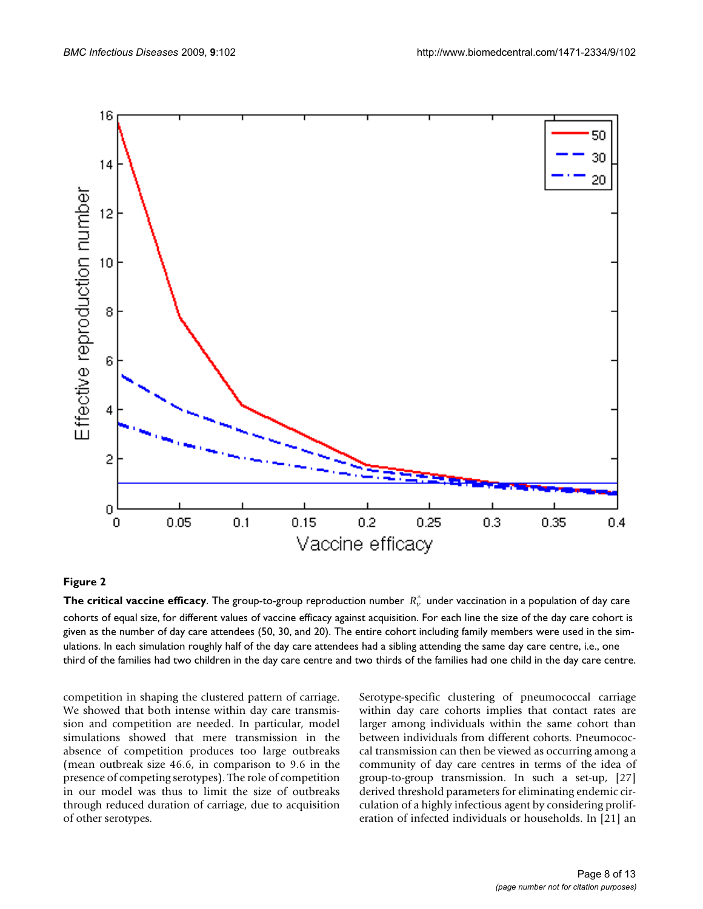**Figure 2**

**The critical vaccine efficacy**. The group-to-group reproduction number $R_v^*$ under vaccination in a population of day care cohorts of equal size, for different values of vaccine efficacy against acquisition. For each line the size of the day care cohort is given as the number of day care attendees (50, 30, and 20). The entire cohort including family members were used in the simulations. In each simulation roughly half of the day care attendees had a sibling attending the same day care centre, i.e., one third of the families had two children in the day care centre and two thirds of the families had one child in the day care centre.

competition in shaping the clustered pattern of carriage. We showed that both intense within day care transmission and competition are needed. In particular, model simulations showed that mere transmission in the absence of competition produces too large outbreaks (mean outbreak size 46.6, in comparison to 9.6 in the presence of competing serotypes). The role of competition in our model was thus to limit the size of outbreaks through reduced duration of carriage, due to acquisition of other serotypes.

Serotype-specific clustering of pneumococcal carriage within day care cohorts implies that contact rates are larger among individuals within the same cohort than between individuals from different cohorts. Pneumococcal transmission can then be viewed as occurring among a community of day care centres in terms of the idea of group-to-group transmission. In such a set-up, [27] derived threshold parameters for eliminating endemic circulation of a highly infectious agent by considering proliferation of infected individuals or households. In [21] an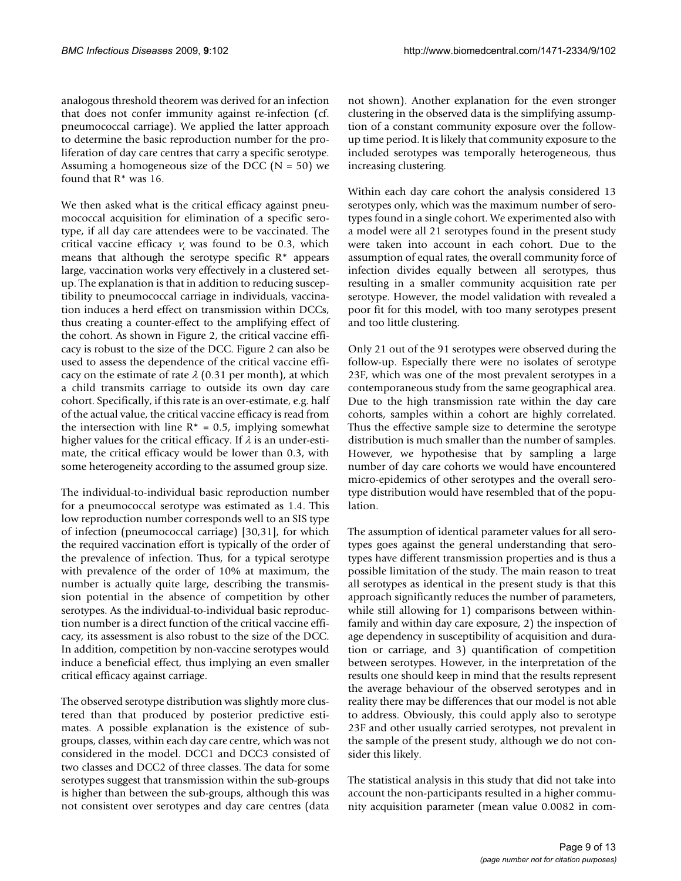analogous threshold theorem was derived for an infection that does not confer immunity against re-infection (cf. pneumococcal carriage). We applied the latter approach to determine the basic reproduction number for the proliferation of day care centres that carry a specific serotype. Assuming a homogeneous size of the DCC ($N = 50$) we found that $R^*$ was 16.

We then asked what is the critical efficacy against pneumococcal acquisition for elimination of a specific serotype, if all day care attendees were to be vaccinated. The critical vaccine efficacy $\nu_c$ was found to be 0.3, which means that although the serotype specific $R^*$ appears large, vaccination works very effectively in a clustered setup. The explanation is that in addition to reducing susceptibility to pneumococcal carriage in individuals, vaccination induces a herd effect on transmission within DCCs, thus creating a counter-effect to the amplifying effect of the cohort. As shown in Figure 2, the critical vaccine efficacy is robust to the size of the DCC. Figure 2 can also be used to assess the dependence of the critical vaccine efficacy on the estimate of rate $\lambda$ (0.31 per month), at which a child transmits carriage to outside its own day care cohort. Specifically, if this rate is an over-estimate, e.g. half of the actual value, the critical vaccine efficacy is read from the intersection with line $R^* = 0.5$, implying somewhat higher values for the critical efficacy. If $\lambda$ is an under-estimate, the critical efficacy would be lower than 0.3, with some heterogeneity according to the assumed group size.

The individual-to-individual basic reproduction number for a pneumococcal serotype was estimated as 1.4. This low reproduction number corresponds well to an SIS type of infection (pneumococcal carriage) [30,31], for which the required vaccination effort is typically of the order of the prevalence of infection. Thus, for a typical serotype with prevalence of the order of 10% at maximum, the number is actually quite large, describing the transmission potential in the absence of competition by other serotypes. As the individual-to-individual basic reproduction number is a direct function of the critical vaccine efficacy, its assessment is also robust to the size of the DCC. In addition, competition by non-vaccine serotypes would induce a beneficial effect, thus implying an even smaller critical efficacy against carriage.

The observed serotype distribution was slightly more clustered than that produced by posterior predictive estimates. A possible explanation is the existence of subgroups, classes, within each day care centre, which was not considered in the model. DCC1 and DCC3 consisted of two classes and DCC2 of three classes. The data for some serotypes suggest that transmission within the sub-groups is higher than between the sub-groups, although this was not consistent over serotypes and day care centres (data not shown). Another explanation for the even stronger clustering in the observed data is the simplifying assumption of a constant community exposure over the follow-up time period. It is likely that community exposure to the included serotypes was temporally heterogeneous, thus increasing clustering.

Within each day care cohort the analysis considered 13 serotypes only, which was the maximum number of serotypes found in a single cohort. We experimented also with a model were all 21 serotypes found in the present study were taken into account in each cohort. Due to the assumption of equal rates, the overall community force of infection divides equally between all serotypes, thus resulting in a smaller community acquisition rate per serotype. However, the model validation with revealed a poor fit for this model, with too many serotypes present and too little clustering.

Only 21 out of the 91 serotypes were observed during the follow-up. Especially there were no isolates of serotype 23F, which was one of the most prevalent serotypes in a contemporaneous study from the same geographical area. Due to the high transmission rate within the day care cohorts, samples within a cohort are highly correlated. Thus the effective sample size to determine the serotype distribution is much smaller than the number of samples. However, we hypothesise that by sampling a large number of day care cohorts we would have encountered micro-epidemics of other serotypes and the overall serotype distribution would have resembled that of the population.

The assumption of identical parameter values for all serotypes goes against the general understanding that serotypes have different transmission properties and is thus a possible limitation of the study. The main reason to treat all serotypes as identical in the present study is that this approach significantly reduces the number of parameters, while still allowing for 1) comparisons between within-family and within day care exposure, 2) the inspection of age dependency in susceptibility of acquisition and duration or carriage, and 3) quantification of competition between serotypes. However, in the interpretation of the results one should keep in mind that the results represent the average behaviour of the observed serotypes and in reality there may be differences that our model is not able to address. Obviously, this could apply also to serotype 23F and other usually carried serotypes, not prevalent in the sample of the present study, although we do not consider this likely.

The statistical analysis in this study that did not take into account the non-participants resulted in a higher community acquisition parameter (mean value 0.0082 in com-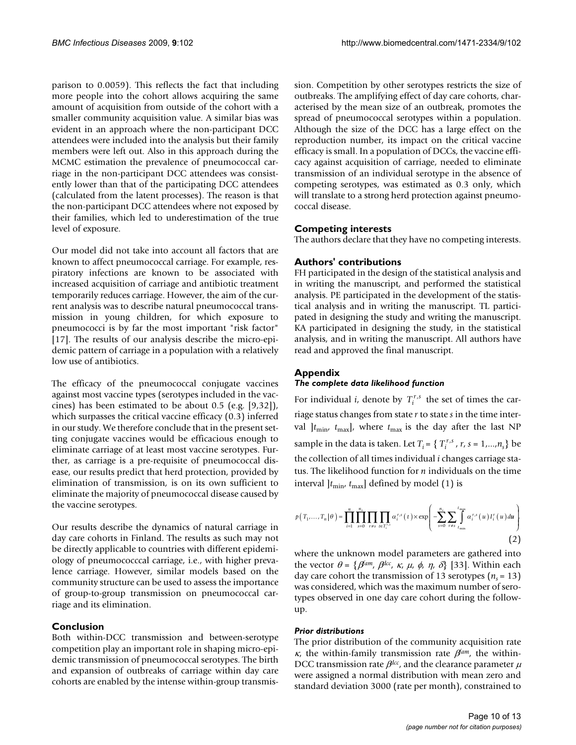parison to 0.0059). This reflects the fact that including more people into the cohort allows acquiring the same amount of acquisition from outside of the cohort with a smaller community acquisition value. A similar bias was evident in an approach where the non-participant DCC attendees were included into the analysis but their family members were left out. Also in this approach during the MCMC estimation the prevalence of pneumococcal carriage in the non-participant DCC attendees was consistently lower than that of the participating DCC attendees (calculated from the latent processes). The reason is that the non-participant DCC attendees where not exposed by their families, which led to underestimation of the true level of exposure.

Our model did not take into account all factors that are known to affect pneumococcal carriage. For example, respiratory infections are known to be associated with increased acquisition of carriage and antibiotic treatment temporarily reduces carriage. However, the aim of the current analysis was to describe natural pneumococcal transmission in young children, for which exposure to pneumococci is by far the most important "risk factor" [17]. The results of our analysis describe the micro-epidemic pattern of carriage in a population with a relatively low use of antibiotics.

The efficacy of the pneumococcal conjugate vaccines against most vaccine types (serotypes included in the vaccines) has been estimated to be about 0.5 (e.g. [9,32]), which surpasses the critical vaccine efficacy (0.3) inferred in our study. We therefore conclude that in the present setting conjugate vaccines would be efficacious enough to eliminate carriage of at least most vaccine serotypes. Further, as carriage is a pre-requisite of pneumococcal disease, our results predict that herd protection, provided by elimination of transmission, is on its own sufficient to eliminate the majority of pneumococcal disease caused by the vaccine serotypes.

Our results describe the dynamics of natural carriage in day care cohorts in Finland. The results as such may not be directly applicable to countries with different epidemiology of pneumococcal carriage, i.e., with higher prevalence carriage. However, similar models based on the community structure can be used to assess the importance of group-to-group transmission on pneumococcal carriage and its elimination.

## Conclusion

Both within-DCC transmission and between-serotype competition play an important role in shaping micro-epidemic transmission of pneumococcal serotypes. The birth and expansion of outbreaks of carriage within day care cohorts are enabled by the intense within-group transmission. Competition by other serotypes restricts the size of outbreaks. The amplifying effect of day care cohorts, characterised by the mean size of an outbreak, promotes the spread of pneumococcal serotypes within a population. Although the size of the DCC has a large effect on the reproduction number, its impact on the critical vaccine efficacy is small. In a population of DCCs, the vaccine efficacy against acquisition of carriage, needed to eliminate transmission of an individual serotype in the absence of competing serotypes, was estimated as 0.3 only, which will translate to a strong herd protection against pneumococcal disease.

## Competing interests

The authors declare that they have no competing interests.

## Authors' contributions

FH participated in the design of the statistical analysis and in writing the manuscript, and performed the statistical analysis. PE participated in the development of the statistical analysis and in writing the manuscript. TL participated in designing the study and writing the manuscript. KA participated in designing the study, in the statistical analysis, and in writing the manuscript. All authors have read and approved the final manuscript.

## Appendix

### *The complete data likelihood function*

For individual $i$, denote by $T_i^{r,s}$ the set of times the carriage status changes from state $r$ to state $s$ in the time interval $]t_{\min}, t_{\max}]$, where $t_{\max}$ is the day after the last NP sample in the data is taken. Let $T_i = \{ T_i^{r,s}, r, s = 1,...,n_s\}$ be the collection of all times individual $i$ changes carriage status. The likelihood function for $n$ individuals on the time interval $]t_{\min}, t_{\max}]$ defined by model (1) is

$$p\left(T_1,\ldots,T_n|\theta\right)=\prod_{i=1}^{n}\prod_{s=0}^{n_s}\prod_{r\neq s}\prod_{t\in T_i^{r,s}}\alpha_i^{r,s}\left(t\right)\times\exp\left(-\sum_{s=0}^{n_s}\sum_{r\neq s}\int_{t_{\min}}^{t_{\max}}\alpha_i^{r,s}\left(u\right)I_i^r\left(u\right)du\right) \quad (2)$$

where the unknown model parameters are gathered into the vector $\theta = \{\beta^{fam}, \beta^{dcc}, \kappa, \mu, \phi, \eta, \delta\}$ [33]. Within each day care cohort the transmission of 13 serotypes ($n_s = 13$) was considered, which was the maximum number of serotypes observed in one day care cohort during the follow-up.

### *Prior distributions*

The prior distribution of the community acquisition rate $\kappa$, the within-family transmission rate $\beta^{fam}$, the within-DCC transmission rate $\beta^{dcc}$, and the clearance parameter $\mu$ were assigned a normal distribution with mean zero and standard deviation 3000 (rate per month), constrained to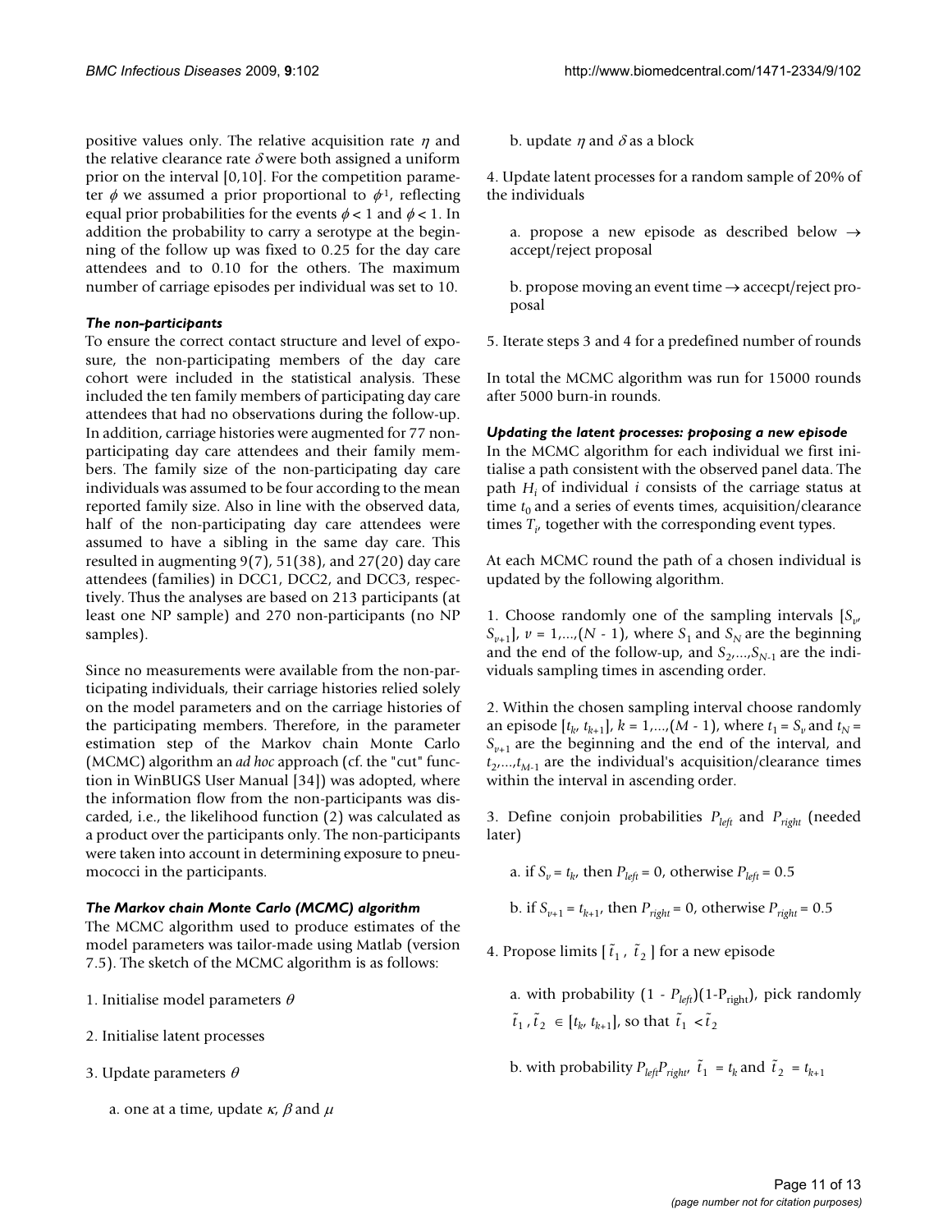positive values only. The relative acquisition rate $\eta$ and the relative clearance rate $\delta$ were both assigned a uniform prior on the interval [0,10]. For the competition parameter $\phi$ we assumed a prior proportional to $\phi^{-1}$, reflecting equal prior probabilities for the events $\phi < 1$ and $\phi < 1$. In addition the probability to carry a serotype at the beginning of the follow up was fixed to 0.25 for the day care attendees and to 0.10 for the others. The maximum number of carriage episodes per individual was set to 10.

### *The non-participants*

To ensure the correct contact structure and level of exposure, the non-participating members of the day care cohort were included in the statistical analysis. These included the ten family members of participating day care attendees that had no observations during the follow-up. In addition, carriage histories were augmented for 77 non-participating day care attendees and their family members. The family size of the non-participating day care individuals was assumed to be four according to the mean reported family size. Also in line with the observed data, half of the non-participating day care attendees were assumed to have a sibling in the same day care. This resulted in augmenting 9(7), 51(38), and 27(20) day care attendees (families) in DCC1, DCC2, and DCC3, respectively. Thus the analyses are based on 213 participants (at least one NP sample) and 270 non-participants (no NP samples).

Since no measurements were available from the non-participating individuals, their carriage histories relied solely on the model parameters and on the carriage histories of the participating members. Therefore, in the parameter estimation step of the Markov chain Monte Carlo (MCMC) algorithm an *ad hoc* approach (cf. the "cut" function in WinBUGS User Manual [34]) was adopted, where the information flow from the non-participants was discarded, i.e., the likelihood function (2) was calculated as a product over the participants only. The non-participants were taken into account in determining exposure to pneumococci in the participants.

### *The Markov chain Monte Carlo (MCMC) algorithm*

The MCMC algorithm used to produce estimates of the model parameters was tailor-made using Matlab (version 7.5). The sketch of the MCMC algorithm is as follows:

1. Initialise model parameters $\theta$

2. Initialise latent processes

3. Update parameters $\theta$

   a. one at a time, update $\kappa$, $\beta$ and $\mu$

   b. update $\eta$ and $\delta$ as a block

4. Update latent processes for a random sample of 20% of the individuals

   a. propose a new episode as described below → accept/reject proposal

   b. propose moving an event time → accecpt/reject proposal

5. Iterate steps 3 and 4 for a predefined number of rounds

In total the MCMC algorithm was run for 15000 rounds after 5000 burn-in rounds.

### *Updating the latent processes: proposing a new episode*

In the MCMC algorithm for each individual we first initialise a path consistent with the observed panel data. The path $H_i$ of individual $i$ consists of the carriage status at time $t_0$ and a series of events times, acquisition/clearance times $T_i$, together with the corresponding event types.

At each MCMC round the path of a chosen individual is updated by the following algorithm.

1. Choose randomly one of the sampling intervals $[S_v, S_{v+1}]$, $v = 1,...,(N - 1)$, where $S_1$ and $S_N$ are the beginning and the end of the follow-up, and $S_2,...,S_{N-1}$ are the individuals sampling times in ascending order.

2. Within the chosen sampling interval choose randomly an episode $[t_k, t_{k+1}]$, $k = 1,...,(M - 1)$, where $t_1 = S_v$ and $t_N = S_{v+1}$ are the beginning and the end of the interval, and $t_2,...,t_{M-1}$ are the individual's acquisition/clearance times within the interval in ascending order.

3. Define conjoin probabilities $P_{left}$ and $P_{right}$ (needed later)

   a. if $S_v = t_k$, then $P_{left} = 0$, otherwise $P_{left} = 0.5$

   b. if $S_{v+1} = t_{k+1}$, then $P_{right} = 0$, otherwise $P_{right} = 0.5$

4. Propose limits $[\tilde{t}_1, \tilde{t}_2]$ for a new episode

   a. with probability $(1 - P_{left})(1-P_{right})$, pick randomly $\tilde{t}_1, \tilde{t}_2 \in [t_k, t_{k+1}]$, so that $\tilde{t}_1 < \tilde{t}_2$

   b. with probability $P_{left}P_{right}$, $\tilde{t}_1 = t_k$ and $\tilde{t}_2 = t_{k+1}$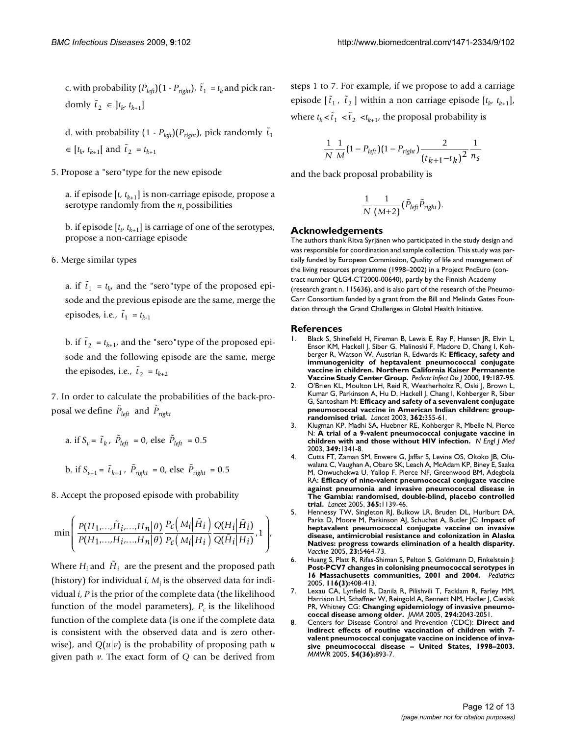c. with probability $(P_{left})(1 - P_{right})$, $\tilde{t}_1 = t_k$ and pick randomly $\tilde{t}_2 \in ]t_k, t_{k+1}]$

d. with probability $(1 - P_{left})(P_{right})$, pick randomly $\tilde{t}_1 \in [t_k, t_{k+1}[$ and $\tilde{t}_2 = t_{k+1}$

5. Propose a "sero"type for the new episode

a. if episode $[t, t_{k+1}]$ is non-carriage episode, propose a serotype randomly from the $n_s$ possibilities

b. if episode $[t_t, t_{k+1}]$ is carriage of one of the serotypes, propose a non-carriage episode

6. Merge similar types

a. if $\tilde{t}_1 = t_k$, and the "sero"type of the proposed episode and the previous episode are the same, merge the episodes, i.e., $\tilde{t}_1 = t_{k-1}$

b. if $\tilde{t}_2 = t_{k+1}$, and the "sero"type of the proposed episode and the following episode are the same, merge the episodes, i.e., $\tilde{t}_2 = t_{k+2}$

7. In order to calculate the probabilities of the back-proposal we define $\tilde{P}_{left}$ and $\tilde{P}_{right}$

a. if $S_v = \tilde{t}_k$, $\tilde{P}_{left} = 0$, else $\tilde{P}_{left} = 0.5$

b. if $S_{v+1} = \tilde{t}_{k+1}$, $\tilde{P}_{right} = 0$, else $\tilde{P}_{right} = 0.5$

8. Accept the proposed episode with probability

$$\min\left(\frac{P(H_1,\ldots,\tilde{H}_i,\ldots,H_n|\theta)}{P(H_1,\ldots,H_i,\ldots,H_n|\theta)}\frac{P_c\left(M_i\middle|\tilde{H}_i\right)}{P_c\left(M_i\middle|H_i\right)}\frac{Q(H_i|\tilde{H}_i)}{Q(\tilde{H}_i|H_i)},1\right),$$

Where $H_i$ and $\tilde{H}_i$ are the present and the proposed path (history) for individual $i$, $M_i$ is the observed data for individual $i$, $P$ is the prior of the complete data (the likelihood function of the model parameters), $P_c$ is the likelihood function of the complete data (is one if the complete data is consistent with the observed data and is zero otherwise), and $Q(u|v)$ is the probability of proposing path $u$ given path $v$. The exact form of $Q$ can be derived from steps 1 to 7. For example, if we propose to add a carriage episode $[\tilde{t}_1, \tilde{t}_2]$ within a non carriage episode $[t_k, t_{k+1}]$, where $t_k < \tilde{t}_1 < \tilde{t}_2 < t_{k+1}$, the proposal probability is

$$\frac{1}{N}\frac{1}{M}(1-P_{left})(1-P_{right})\frac{2}{(t_{k+1}-t_k)^2}\frac{1}{n_s}$$

and the back proposal probability is

$$\frac{1}{N}\frac{1}{(M+2)}(\tilde{P}_{left}\tilde{P}_{right}).$$

## Acknowledgements

The authors thank Ritva Syrjänen who participated in the study design and was responsible for coordination and sample collection. This study was partially funded by European Commission, Quality of life and management of the living resources programme (1998–2002) in a Project PncEuro (contract number QLG4-CT2000-00640), partly by the Finnish Academy (research grant n. 115636), and is also part of the research of the Pneumo-Carr Consortium funded by a grant from the Bill and Melinda Gates Foundation through the Grand Challenges in Global Health Initiative.

## References

1. Black S, Shinefield H, Fireman B, Lewis E, Ray P, Hansen JR, Elvin L, Ensor KM, Hackell J, Siber G, Malinoski F, Madore D, Chang I, Kohberger R, Watson W, Austrian R, Edwards K: **Efficacy, safety and immunogenicity of heptavalent pneumococcal conjugate vaccine in children. Northern California Kaiser Permanente Vaccine Study Center Group.** *Pediatr Infect Dis J* 2000, **19:**187-95.
2. O'Brien KL, Moulton LH, Reid R, Weatherholtz R, Oski J, Brown L, Kumar G, Parkinson A, Hu D, Hackell J, Chang I, Kohberger R, Siber G, Santosham M: **Efficacy and safety of a sevenvalent conjugate pneumococcal vaccine in American Indian children: group-randomised trial.** *Lancet* 2003, **362:**355-61.
3. Klugman KP, Madhi SA, Huebner RE, Kohberger R, Mbelle N, Pierce N: **A trial of a 9-valent pneumococcal conjugate vaccine in children with and those without HIV infection.** *N Engl J Med* 2003, **349:**1341-8.
4. Cutts FT, Zaman SM, Enwere G, Jaffar S, Levine OS, Okoko JB, Oluwalana C, Vaughan A, Obaro SK, Leach A, McAdam KP, Biney E, Saaka M, Onwuchekwa U, Yallop F, Pierce NF, Greenwood BM, Adegbola RA: **Efficacy of nine-valent pneumococcal conjugate vaccine against pneumonia and invasive pneumococcal disease in The Gambia: randomised, double-blind, placebo controlled trial.** *Lancet* 2005, **365:**1139-46.
5. Hennessy TW, Singleton RJ, Bulkow LR, Bruden DL, Hurlburt DA, Parks D, Moore M, Parkinson AJ, Schuchat A, Butler JC: **Impact of heptavalent pneumococcal conjugate vaccine on invasive disease, antimicrobial resistance and colonization in Alaska Natives: progress towards elimination of a health disparity.** *Vaccine* 2005, **23:**5464-73.
6. Huang S, Platt R, Rifas-Shiman S, Pelton S, Goldmann D, Finkelstein J: **Post-PCV7 changes in colonising pneumococcal serotypes in 16 Massachusetts communities, 2001 and 2004.** *Pediatrics* 2005, **116(3):**408-413.
7. Lexau CA, Lynfield R, Danila R, Pilishvili T, Facklam R, Farley MM, Harrison LH, Schaffner W, Reingold A, Bennett NM, Hadler J, Cieslak PR, Whitney CG: **Changing epidemiology of invasive pneumococcal disease among older.** *JAMA* 2005, **294:**2043-2051.
8. Centers for Disease Control and Prevention (CDC): **Direct and indirect effects of routine vaccination of children with 7-valent pneumococcal conjugate vaccine on incidence of invasive pneumococcal disease – United States, 1998–2003.** *MMWR* 2005, **54(36):**893-7.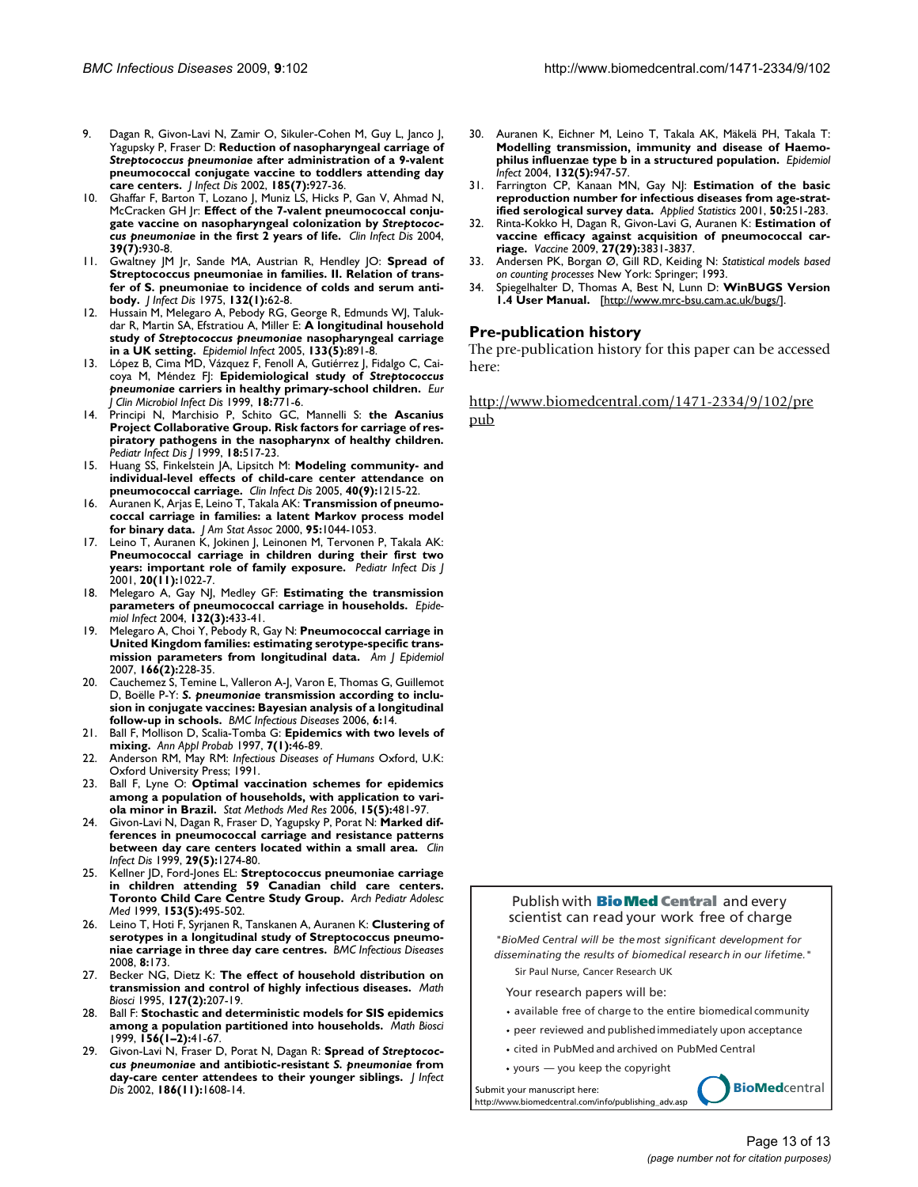9. Dagan R, Givon-Lavi N, Zamir O, Sikuler-Cohen M, Guy L, Janco J, Yagupsky P, Fraser D: **Reduction of nasopharyngeal carriage of *Streptococcus pneumoniae* after administration of a 9-valent pneumococcal conjugate vaccine to toddlers attending day care centers.** *J Infect Dis* 2002, **185(7):**927-36.
10. Ghaffar F, Barton T, Lozano J, Muniz LS, Hicks P, Gan V, Ahmad N, McCracken GH Jr: **Effect of the 7-valent pneumococcal conjugate vaccine on nasopharyngeal colonization by *Streptococcus pneumoniae* in the first 2 years of life.** *Clin Infect Dis* 2004, **39(7):**930-8.
11. Gwaltney JM Jr, Sande MA, Austrian R, Hendley JO: **Spread of Streptococcus pneumoniae in families. II. Relation of transfer of S. pneumoniae to incidence of colds and serum antibody.** *J Infect Dis* 1975, **132(1):**62-8.
12. Hussain M, Melegaro A, Pebody RG, George R, Edmunds WJ, Talukdar R, Martin SA, Efstratiou A, Miller E: **A longitudinal household study of *Streptococcus pneumoniae* nasopharyngeal carriage in a UK setting.** *Epidemiol Infect* 2005, **133(5):**891-8.
13. López B, Cima MD, Vázquez F, Fenoll A, Gutiérrez J, Fidalgo C, Caicoya M, Méndez FJ: **Epidemiological study of *Streptococcus pneumoniae* carriers in healthy primary-school children.** *Eur J Clin Microbiol Infect Dis* 1999, **18:**771-6.
14. Principi N, Marchisio P, Schito GC, Mannelli S: **the Ascanius Project Collaborative Group. Risk factors for carriage of respiratory pathogens in the nasopharynx of healthy children.** *Pediatr Infect Dis J* 1999, **18:**517-23.
15. Huang SS, Finkelstein JA, Lipsitch M: **Modeling community- and individual-level effects of child-care center attendance on pneumococcal carriage.** *Clin Infect Dis* 2005, **40(9):**1215-22.
16. Auranen K, Arjas E, Leino T, Takala AK: **Transmission of pneumococcal carriage in families: a latent Markov process model for binary data.** *J Am Stat Assoc* 2000, **95:**1044-1053.
17. Leino T, Auranen K, Jokinen J, Leinonen M, Tervonen P, Takala AK: **Pneumococcal carriage in children during their first two years: important role of family exposure.** *Pediatr Infect Dis J* 2001, **20(11):**1022-7.
18. Melegaro A, Gay NJ, Medley GF: **Estimating the transmission parameters of pneumococcal carriage in households.** *Epidemiol Infect* 2004, **132(3):**433-41.
19. Melegaro A, Choi Y, Pebody R, Gay N: **Pneumococcal carriage in United Kingdom families: estimating serotype-specific transmission parameters from longitudinal data.** *Am J Epidemiol* 2007, **166(2):**228-35.
20. Cauchemez S, Temine L, Valleron A-J, Varon E, Thomas G, Guillemot D, Boëlle P-Y: ***S. pneumoniae* transmission according to inclusion in conjugate vaccines: Bayesian analysis of a longitudinal follow-up in schools.** *BMC Infectious Diseases* 2006, **6:**14.
21. Ball F, Mollison D, Scalia-Tomba G: **Epidemics with two levels of mixing.** *Ann Appl Probab* 1997, **7(1):**46-89.
22. Anderson RM, May RM: *Infectious Diseases of Humans* Oxford, U.K: Oxford University Press; 1991.
23. Ball F, Lyne O: **Optimal vaccination schemes for epidemics among a population of households, with application to variola minor in Brazil.** *Stat Methods Med Res* 2006, **15(5):**481-97.
24. Givon-Lavi N, Dagan R, Fraser D, Yagupsky P, Porat N: **Marked differences in pneumococcal carriage and resistance patterns between day care centers located within a small area.** *Clin Infect Dis* 1999, **29(5):**1274-80.
25. Kellner JD, Ford-Jones EL: **Streptococcus pneumoniae carriage in children attending 59 Canadian child care centers. Toronto Child Care Centre Study Group.** *Arch Pediatr Adolesc Med* 1999, **153(5):**495-502.
26. Leino T, Hoti F, Syrjanen R, Tanskanen A, Auranen K: **Clustering of serotypes in a longitudinal study of Streptococcus pneumoniae carriage in three day care centres.** *BMC Infectious Diseases* 2008, **8:**173.
27. Becker NG, Dietz K: **The effect of household distribution on transmission and control of highly infectious diseases.** *Math Biosci* 1995, **127(2):**207-19.
28. Ball F: **Stochastic and deterministic models for SIS epidemics among a population partitioned into households.** *Math Biosci* 1999, **156(1–2):**41-67.
29. Givon-Lavi N, Fraser D, Porat N, Dagan R: **Spread of *Streptococcus pneumoniae* and antibiotic-resistant *S. pneumoniae* from day-care center attendees to their younger siblings.** *J Infect Dis* 2002, **186(11):**1608-14.
30. Auranen K, Eichner M, Leino T, Takala AK, Mäkelä PH, Takala T: **Modelling transmission, immunity and disease of Haemophilus influenzae type b in a structured population.** *Epidemiol Infect* 2004, **132(5):**947-57.
31. Farrington CP, Kanaan MN, Gay NJ: **Estimation of the basic reproduction number for infectious diseases from age-stratified serological survey data.** *Applied Statistics* 2001, **50:**251-283.
32. Rinta-Kokko H, Dagan R, Givon-Lavi G, Auranen K: **Estimation of vaccine efficacy against acquisition of pneumococcal carriage.** *Vaccine* 2009, **27(29):**3831-3837.
33. Andersen PK, Borgan Ø, Gill RD, Keiding N: *Statistical models based on counting processes* New York: Springer; 1993.
34. Spiegelhalter D, Thomas A, Best N, Lunn D: **WinBUGS Version 1.4 User Manual.** [http://www.mrc-bsu.cam.ac.uk/bugs/].

## Pre-publication history

The pre-publication history for this paper can be accessed here:

http://www.biomedcentral.com/1471-2334/9/102/prepub

Publish with **BioMed Central** and every scientist can read your work free of charge

*"BioMed Central will be the most significant development for disseminating the results of biomedical research in our lifetime."*
Sir Paul Nurse, Cancer Research UK

Your research papers will be:

- available free of charge to the entire biomedical community
- peer reviewed and published immediately upon acceptance
- cited in PubMed and archived on PubMed Central
- yours — you keep the copyright

Submit your manuscript here:
http://www.biomedcentral.com/info/publishing_adv.asp

BioMedcentral